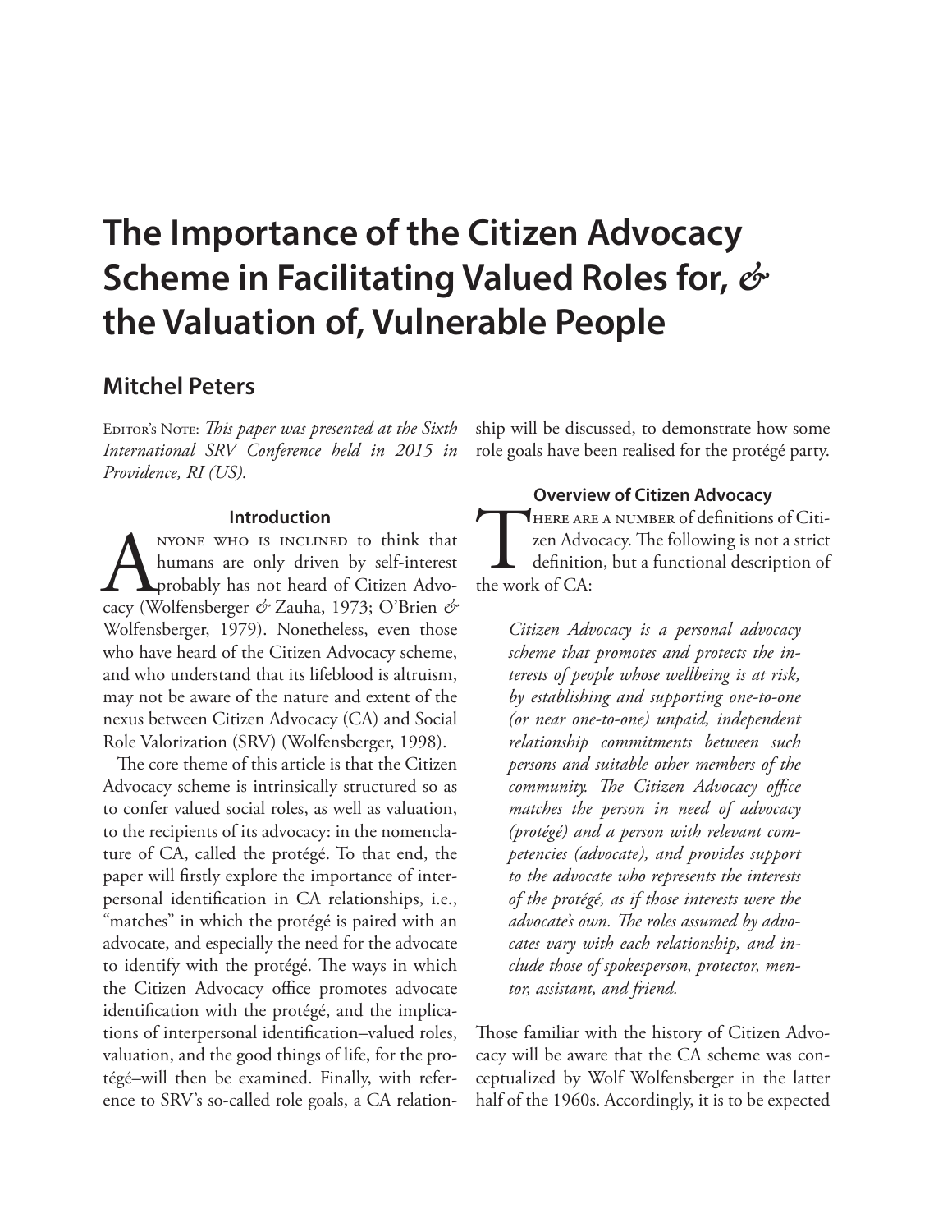# The Importance of the Citizen Advocacy Scheme in Facilitating Valued Roles for, & the Valuation of, Vulnerable People

## Mitchel Peters

Editor's Note: *This paper was presented at the Sixth International SRV Conference held in 2015 in Providence, RI (US).*

### Introduction

Anyone who is inclined to think that humans are only driven by self-interest probably has not heard of Citizen Advocacy (Wolfensberger & Zauha, 1973; O'Brien & Wolfensberger, 1979). Nonetheless, even those who have heard of the Citizen Advocacy scheme, and who understand that its lifeblood is altruism, may not be aware of the nature and extent of the nexus between Citizen Advocacy (CA) and Social Role Valorization (SRV) (Wolfensberger, 1998).

The core theme of this article is that the Citizen Advocacy scheme is intrinsically structured so as to confer valued social roles, as well as valuation, to the recipients of its advocacy: in the nomenclature of CA, called the protégé. To that end, the paper will firstly explore the importance of interpersonal identification in CA relationships, i.e., "matches" in which the protégé is paired with an advocate, and especially the need for the advocate to identify with the protégé. The ways in which the Citizen Advocacy office promotes advocate identification with the protégé, and the implications of interpersonal identification–valued roles, valuation, and the good things of life, for the protégé–will then be examined. Finally, with reference to SRV's so-called role goals, a CA relationship will be discussed, to demonstrate how some role goals have been realised for the protégé party.

### Overview of Citizen Advocacy

There are a number of definitions of Citizen Advocacy. The following is not a strict definition, but a functional description of the work of CA:

> *Citizen Advocacy is a personal advocacy scheme that promotes and protects the interests of people whose wellbeing is at risk, by establishing and supporting one-to-one (or near one-to-one) unpaid, independent relationship commitments between such persons and suitable other members of the community. The Citizen Advocacy office matches the person in need of advocacy (protégé) and a person with relevant competencies (advocate), and provides support to the advocate who represents the interests of the protégé, as if those interests were the advocate's own. The roles assumed by advocates vary with each relationship, and include those of spokesperson, protector, mentor, assistant, and friend.*

Those familiar with the history of Citizen Advocacy will be aware that the CA scheme was conceptualized by Wolf Wolfensberger in the latter half of the 1960s. Accordingly, it is to be expected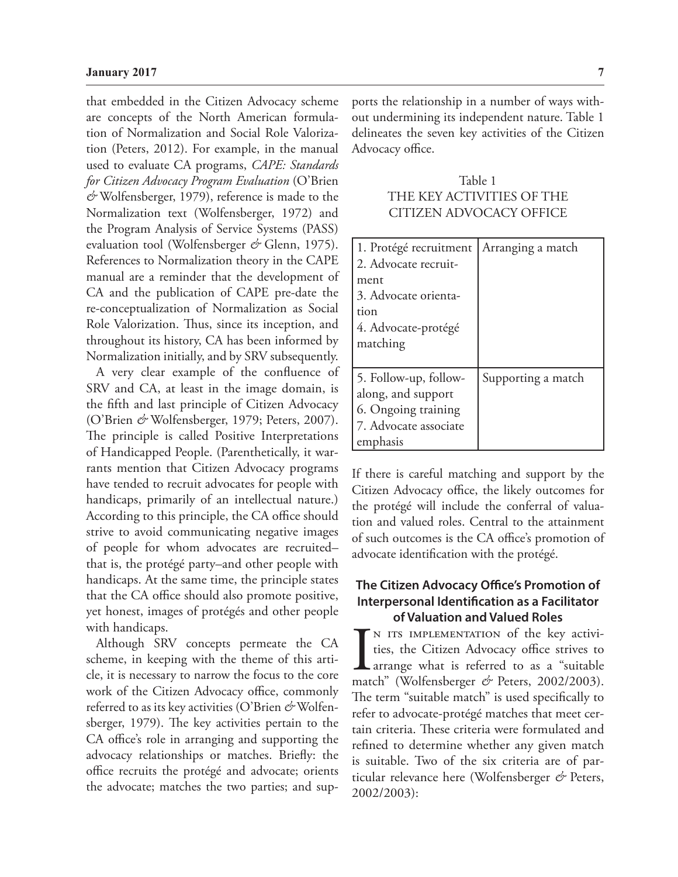that embedded in the Citizen Advocacy scheme are concepts of the North American formulation of Normalization and Social Role Valorization (Peters, 2012). For example, in the manual used to evaluate CA programs, *CAPE: Standards for Citizen Advocacy Program Evaluation* (O'Brien & Wolfensberger, 1979), reference is made to the Normalization text (Wolfensberger, 1972) and the Program Analysis of Service Systems (PASS) evaluation tool (Wolfensberger & Glenn, 1975). References to Normalization theory in the CAPE manual are a reminder that the development of CA and the publication of CAPE pre-date the re-conceptualization of Normalization as Social Role Valorization. Thus, since its inception, and throughout its history, CA has been informed by Normalization initially, and by SRV subsequently.

A very clear example of the confluence of SRV and CA, at least in the image domain, is the fifth and last principle of Citizen Advocacy (O'Brien & Wolfensberger, 1979; Peters, 2007). The principle is called Positive Interpretations of Handicapped People. (Parenthetically, it warrants mention that Citizen Advocacy programs have tended to recruit advocates for people with handicaps, primarily of an intellectual nature.) According to this principle, the CA office should strive to avoid communicating negative images of people for whom advocates are recruited–that is, the protégé party–and other people with handicaps. At the same time, the principle states that the CA office should also promote positive, yet honest, images of protégés and other people with handicaps.

Although SRV concepts permeate the CA scheme, in keeping with the theme of this article, it is necessary to narrow the focus to the core work of the Citizen Advocacy office, commonly referred to as its key activities (O'Brien & Wolfensberger, 1979). The key activities pertain to the CA office's role in arranging and supporting the advocacy relationships or matches. Briefly: the office recruits the protégé and advocate; orients the advocate; matches the two parties; and supports the relationship in a number of ways without undermining its independent nature. Table 1 delineates the seven key activities of the Citizen Advocacy office.

Table 1
THE KEY ACTIVITIES OF THE CITIZEN ADVOCACY OFFICE

| Key activities | Purpose |
|---|---|
| 1. Protégé recruitment<br>2. Advocate recruitment<br>3. Advocate orientation<br>4. Advocate-protégé matching | Arranging a match |
| 5. Follow-up, follow-along, and support<br>6. Ongoing training<br>7. Advocate associate emphasis | Supporting a match |

If there is careful matching and support by the Citizen Advocacy office, the likely outcomes for the protégé will include the conferral of valuation and valued roles. Central to the attainment of such outcomes is the CA office's promotion of advocate identification with the protégé.

## The Citizen Advocacy Office's Promotion of Interpersonal Identification as a Facilitator of Valuation and Valued Roles

In its implementation of the key activities, the Citizen Advocacy office strives to arrange what is referred to as a "suitable match" (Wolfensberger & Peters, 2002/2003). The term "suitable match" is used specifically to refer to advocate-protégé matches that meet certain criteria. These criteria were formulated and refined to determine whether any given match is suitable. Two of the six criteria are of particular relevance here (Wolfensberger & Peters, 2002/2003):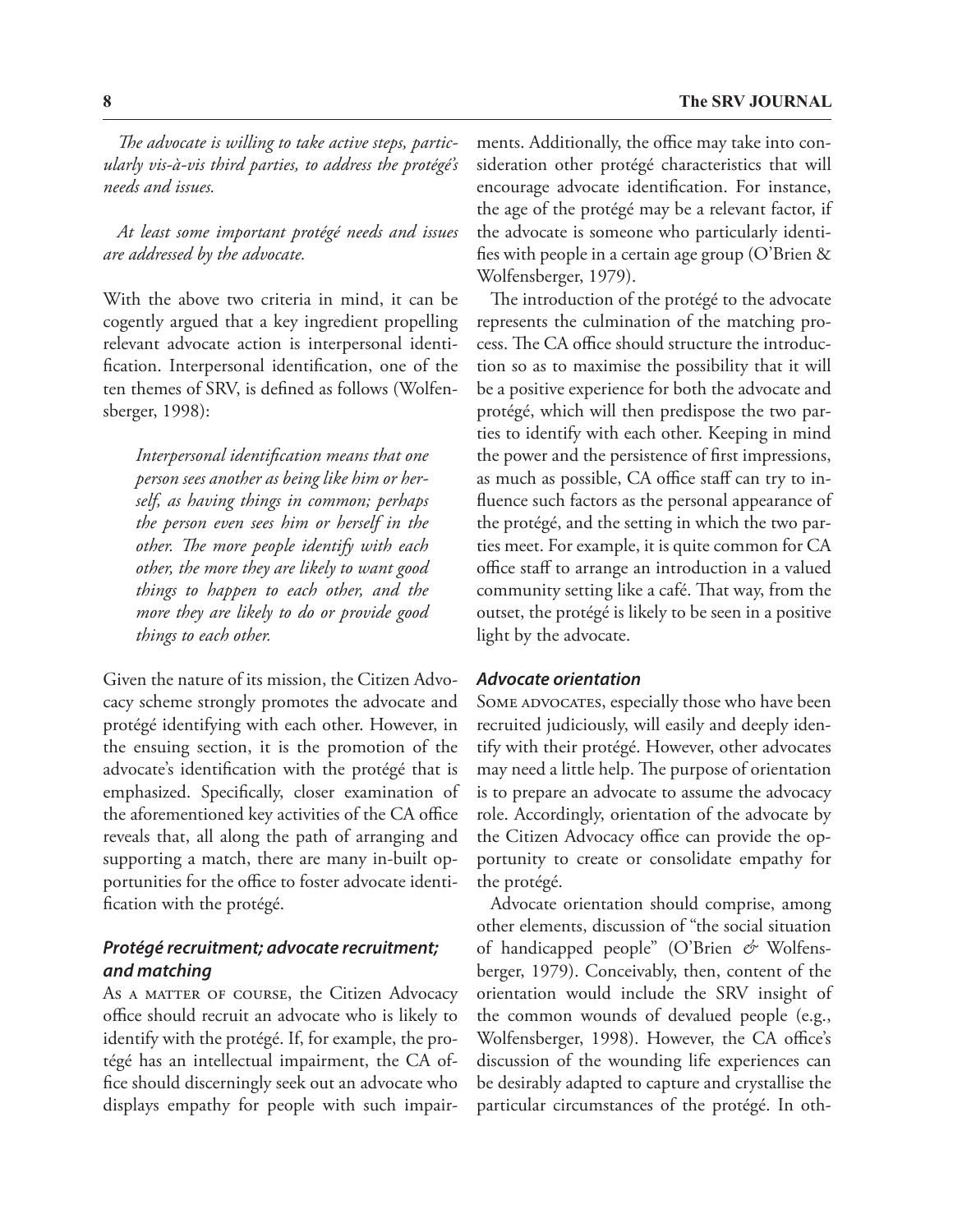*The advocate is willing to take active steps, particularly vis-à-vis third parties, to address the protégé's needs and issues.*

*At least some important protégé needs and issues are addressed by the advocate.*

With the above two criteria in mind, it can be cogently argued that a key ingredient propelling relevant advocate action is interpersonal identification. Interpersonal identification, one of the ten themes of SRV, is defined as follows (Wolfensberger, 1998):

> *Interpersonal identification means that one person sees another as being like him or herself, as having things in common; perhaps the person even sees him or herself in the other. The more people identify with each other, the more they are likely to want good things to happen to each other, and the more they are likely to do or provide good things to each other.*

Given the nature of its mission, the Citizen Advocacy scheme strongly promotes the advocate and protégé identifying with each other. However, in the ensuing section, it is the promotion of the advocate's identification with the protégé that is emphasized. Specifically, closer examination of the aforementioned key activities of the CA office reveals that, all along the path of arranging and supporting a match, there are many in-built opportunities for the office to foster advocate identification with the protégé.

### *Protégé recruitment; advocate recruitment; and matching*

As a matter of course, the Citizen Advocacy office should recruit an advocate who is likely to identify with the protégé. If, for example, the protégé has an intellectual impairment, the CA office should discerningly seek out an advocate who displays empathy for people with such impairments. Additionally, the office may take into consideration other protégé characteristics that will encourage advocate identification. For instance, the age of the protégé may be a relevant factor, if the advocate is someone who particularly identifies with people in a certain age group (O'Brien & Wolfensberger, 1979).

The introduction of the protégé to the advocate represents the culmination of the matching process. The CA office should structure the introduction so as to maximise the possibility that it will be a positive experience for both the advocate and protégé, which will then predispose the two parties to identify with each other. Keeping in mind the power and the persistence of first impressions, as much as possible, CA office staff can try to influence such factors as the personal appearance of the protégé, and the setting in which the two parties meet. For example, it is quite common for CA office staff to arrange an introduction in a valued community setting like a café. That way, from the outset, the protégé is likely to be seen in a positive light by the advocate.

### *Advocate orientation*

Some advocates, especially those who have been recruited judiciously, will easily and deeply identify with their protégé. However, other advocates may need a little help. The purpose of orientation is to prepare an advocate to assume the advocacy role. Accordingly, orientation of the advocate by the Citizen Advocacy office can provide the opportunity to create or consolidate empathy for the protégé.

Advocate orientation should comprise, among other elements, discussion of "the social situation of handicapped people" (O'Brien & Wolfensberger, 1979). Conceivably, then, content of the orientation would include the SRV insight of the common wounds of devalued people (e.g., Wolfensberger, 1998). However, the CA office's discussion of the wounding life experiences can be desirably adapted to capture and crystallise the particular circumstances of the protégé. In oth-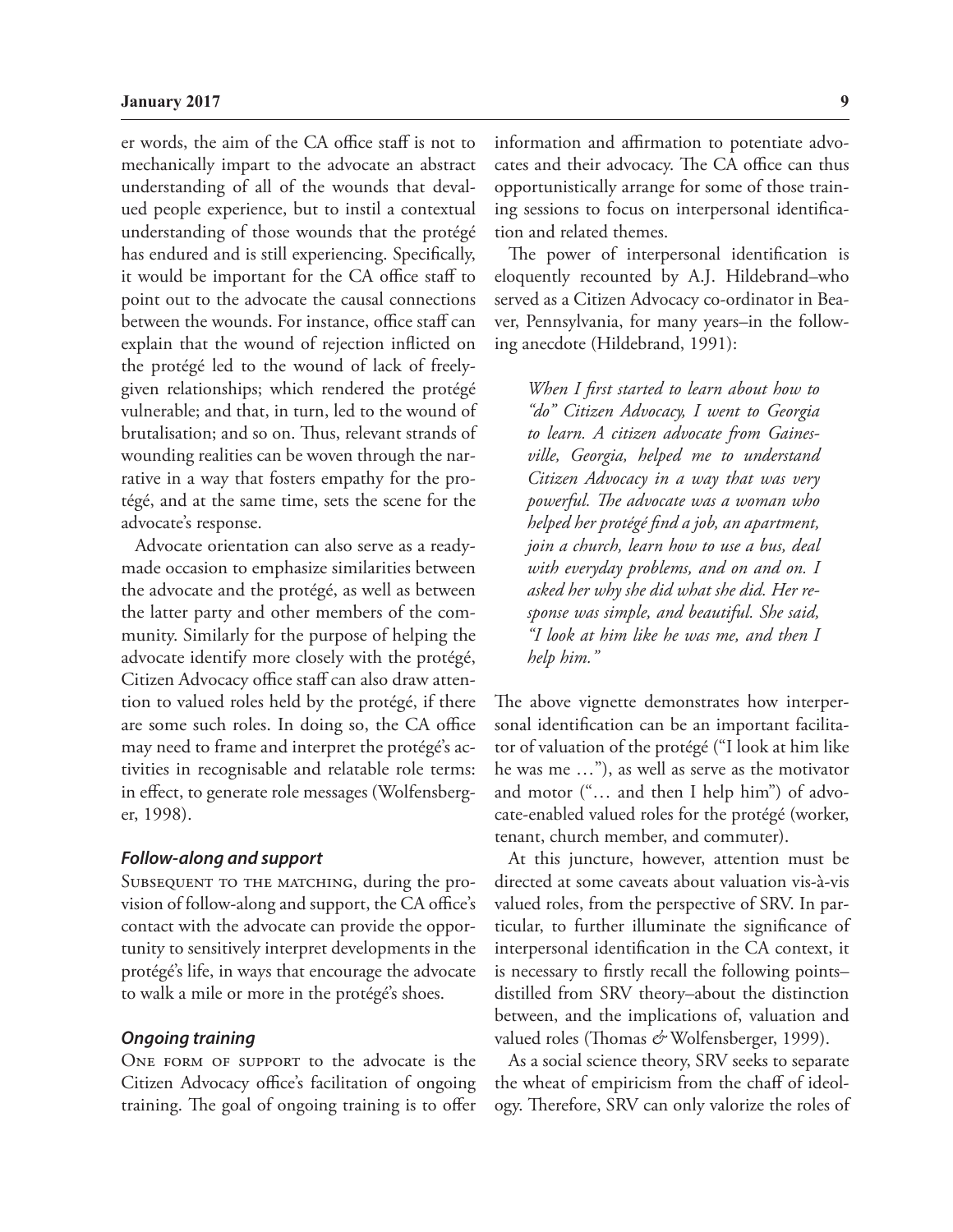er words, the aim of the CA office staff is not to mechanically impart to the advocate an abstract understanding of all of the wounds that devalued people experience, but to instil a contextual understanding of those wounds that the protégé has endured and is still experiencing. Specifically, it would be important for the CA office staff to point out to the advocate the causal connections between the wounds. For instance, office staff can explain that the wound of rejection inflicted on the protégé led to the wound of lack of freely-given relationships; which rendered the protégé vulnerable; and that, in turn, led to the wound of brutalisation; and so on. Thus, relevant strands of wounding realities can be woven through the narrative in a way that fosters empathy for the protégé, and at the same time, sets the scene for the advocate's response.

Advocate orientation can also serve as a ready-made occasion to emphasize similarities between the advocate and the protégé, as well as between the latter party and other members of the community. Similarly for the purpose of helping the advocate identify more closely with the protégé, Citizen Advocacy office staff can also draw attention to valued roles held by the protégé, if there are some such roles. In doing so, the CA office may need to frame and interpret the protégé's activities in recognisable and relatable role terms: in effect, to generate role messages (Wolfensberger, 1998).

### *Follow-along and support*

Subsequent to the matching, during the provision of follow-along and support, the CA office's contact with the advocate can provide the opportunity to sensitively interpret developments in the protégé's life, in ways that encourage the advocate to walk a mile or more in the protégé's shoes.

### *Ongoing training*

One form of support to the advocate is the Citizen Advocacy office's facilitation of ongoing training. The goal of ongoing training is to offer information and affirmation to potentiate advocates and their advocacy. The CA office can thus opportunistically arrange for some of those training sessions to focus on interpersonal identification and related themes.

The power of interpersonal identification is eloquently recounted by A.J. Hildebrand–who served as a Citizen Advocacy co-ordinator in Beaver, Pennsylvania, for many years–in the following anecdote (Hildebrand, 1991):

> *When I first started to learn about how to "do" Citizen Advocacy, I went to Georgia to learn. A citizen advocate from Gainesville, Georgia, helped me to understand Citizen Advocacy in a way that was very powerful. The advocate was a woman who helped her protégé find a job, an apartment, join a church, learn how to use a bus, deal with everyday problems, and on and on. I asked her why she did what she did. Her response was simple, and beautiful. She said, "I look at him like he was me, and then I help him."*

The above vignette demonstrates how interpersonal identification can be an important facilitator of valuation of the protégé ("I look at him like he was me …"), as well as serve as the motivator and motor ("… and then I help him") of advocate-enabled valued roles for the protégé (worker, tenant, church member, and commuter).

At this juncture, however, attention must be directed at some caveats about valuation vis-à-vis valued roles, from the perspective of SRV. In particular, to further illuminate the significance of interpersonal identification in the CA context, it is necessary to firstly recall the following points–distilled from SRV theory–about the distinction between, and the implications of, valuation and valued roles (Thomas & Wolfensberger, 1999).

As a social science theory, SRV seeks to separate the wheat of empiricism from the chaff of ideology. Therefore, SRV can only valorize the roles of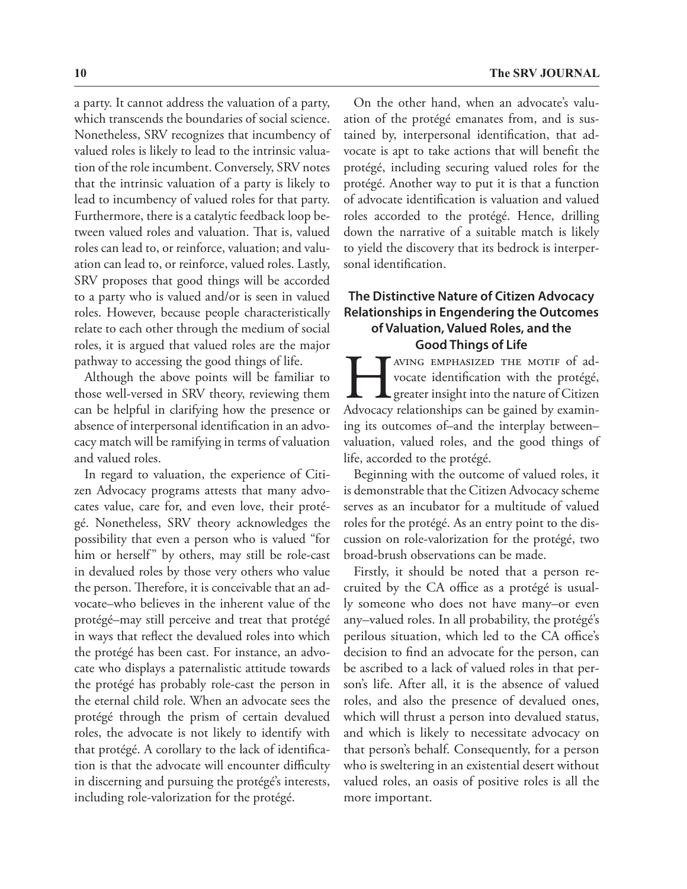a party. It cannot address the valuation of a party, which transcends the boundaries of social science. Nonetheless, SRV recognizes that incumbency of valued roles is likely to lead to the intrinsic valuation of the role incumbent. Conversely, SRV notes that the intrinsic valuation of a party is likely to lead to incumbency of valued roles for that party. Furthermore, there is a catalytic feedback loop between valued roles and valuation. That is, valued roles can lead to, or reinforce, valuation; and valuation can lead to, or reinforce, valued roles. Lastly, SRV proposes that good things will be accorded to a party who is valued and/or is seen in valued roles. However, because people characteristically relate to each other through the medium of social roles, it is argued that valued roles are the major pathway to accessing the good things of life.

Although the above points will be familiar to those well-versed in SRV theory, reviewing them can be helpful in clarifying how the presence or absence of interpersonal identification in an advocacy match will be ramifying in terms of valuation and valued roles.

In regard to valuation, the experience of Citizen Advocacy programs attests that many advocates value, care for, and even love, their protégé. Nonetheless, SRV theory acknowledges the possibility that even a person who is valued "for him or herself" by others, may still be role-cast in devalued roles by those very others who value the person. Therefore, it is conceivable that an advocate–who believes in the inherent value of the protégé–may still perceive and treat that protégé in ways that reflect the devalued roles into which the protégé has been cast. For instance, an advocate who displays a paternalistic attitude towards the protégé has probably role-cast the person in the eternal child role. When an advocate sees the protégé through the prism of certain devalued roles, the advocate is not likely to identify with that protégé. A corollary to the lack of identification is that the advocate will encounter difficulty in discerning and pursuing the protégé's interests, including role-valorization for the protégé.

On the other hand, when an advocate's valuation of the protégé emanates from, and is sustained by, interpersonal identification, that advocate is apt to take actions that will benefit the protégé, including securing valued roles for the protégé. Another way to put it is that a function of advocate identification is valuation and valued roles accorded to the protégé. Hence, drilling down the narrative of a suitable match is likely to yield the discovery that its bedrock is interpersonal identification.

## The Distinctive Nature of Citizen Advocacy Relationships in Engendering the Outcomes of Valuation, Valued Roles, and the Good Things of Life

Having emphasized the motif of advocate identification with the protégé, greater insight into the nature of Citizen Advocacy relationships can be gained by examining its outcomes of–and the interplay between–valuation, valued roles, and the good things of life, accorded to the protégé.

Beginning with the outcome of valued roles, it is demonstrable that the Citizen Advocacy scheme serves as an incubator for a multitude of valued roles for the protégé. As an entry point to the discussion on role-valorization for the protégé, two broad-brush observations can be made.

Firstly, it should be noted that a person recruited by the CA office as a protégé is usually someone who does not have many–or even any–valued roles. In all probability, the protégé's perilous situation, which led to the CA office's decision to find an advocate for the person, can be ascribed to a lack of valued roles in that person's life. After all, it is the absence of valued roles, and also the presence of devalued ones, which will thrust a person into devalued status, and which is likely to necessitate advocacy on that person's behalf. Consequently, for a person who is sweltering in an existential desert without valued roles, an oasis of positive roles is all the more important.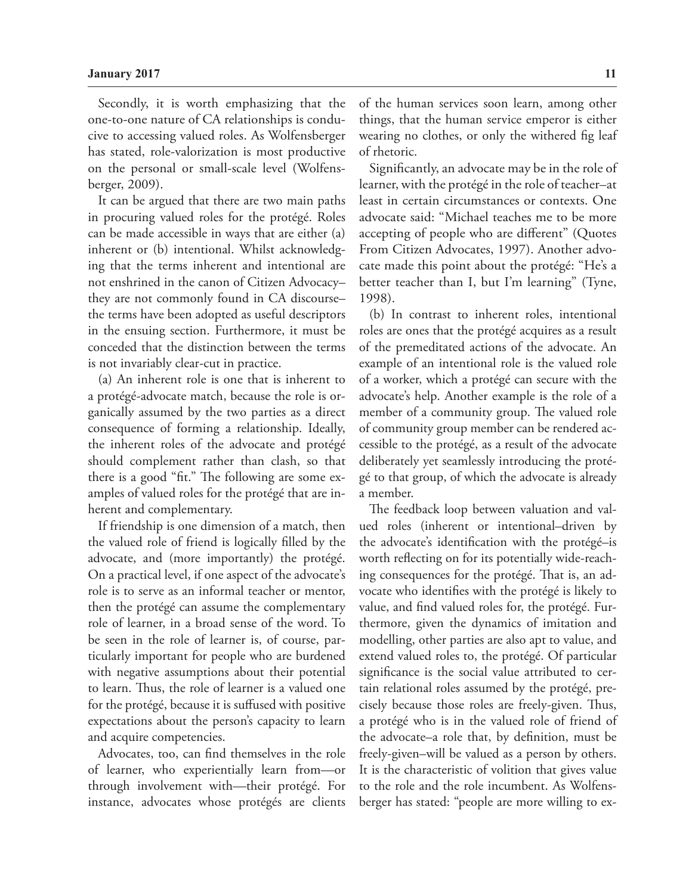Secondly, it is worth emphasizing that the one-to-one nature of CA relationships is conducive to accessing valued roles. As Wolfensberger has stated, role-valorization is most productive on the personal or small-scale level (Wolfensberger, 2009).

It can be argued that there are two main paths in procuring valued roles for the protégé. Roles can be made accessible in ways that are either (a) inherent or (b) intentional. Whilst acknowledging that the terms inherent and intentional are not enshrined in the canon of Citizen Advocacy–they are not commonly found in CA discourse–the terms have been adopted as useful descriptors in the ensuing section. Furthermore, it must be conceded that the distinction between the terms is not invariably clear-cut in practice.

(a) An inherent role is one that is inherent to a protégé-advocate match, because the role is organically assumed by the two parties as a direct consequence of forming a relationship. Ideally, the inherent roles of the advocate and protégé should complement rather than clash, so that there is a good "fit." The following are some examples of valued roles for the protégé that are inherent and complementary.

If friendship is one dimension of a match, then the valued role of friend is logically filled by the advocate, and (more importantly) the protégé. On a practical level, if one aspect of the advocate's role is to serve as an informal teacher or mentor, then the protégé can assume the complementary role of learner, in a broad sense of the word. To be seen in the role of learner is, of course, particularly important for people who are burdened with negative assumptions about their potential to learn. Thus, the role of learner is a valued one for the protégé, because it is suffused with positive expectations about the person's capacity to learn and acquire competencies.

Advocates, too, can find themselves in the role of learner, who experientially learn from—or through involvement with—their protégé. For instance, advocates whose protégés are clients of the human services soon learn, among other things, that the human service emperor is either wearing no clothes, or only the withered fig leaf of rhetoric.

Significantly, an advocate may be in the role of learner, with the protégé in the role of teacher–at least in certain circumstances or contexts. One advocate said: "Michael teaches me to be more accepting of people who are different" (Quotes From Citizen Advocates, 1997). Another advocate made this point about the protégé: "He's a better teacher than I, but I'm learning" (Tyne, 1998).

(b) In contrast to inherent roles, intentional roles are ones that the protégé acquires as a result of the premeditated actions of the advocate. An example of an intentional role is the valued role of a worker, which a protégé can secure with the advocate's help. Another example is the role of a member of a community group. The valued role of community group member can be rendered accessible to the protégé, as a result of the advocate deliberately yet seamlessly introducing the protégé to that group, of which the advocate is already a member.

The feedback loop between valuation and valued roles (inherent or intentional–driven by the advocate's identification with the protégé–is worth reflecting on for its potentially wide-reaching consequences for the protégé. That is, an advocate who identifies with the protégé is likely to value, and find valued roles for, the protégé. Furthermore, given the dynamics of imitation and modelling, other parties are also apt to value, and extend valued roles to, the protégé. Of particular significance is the social value attributed to certain relational roles assumed by the protégé, precisely because those roles are freely-given. Thus, a protégé who is in the valued role of friend of the advocate–a role that, by definition, must be freely-given–will be valued as a person by others. It is the characteristic of volition that gives value to the role and the role incumbent. As Wolfensberger has stated: "people are more willing to ex-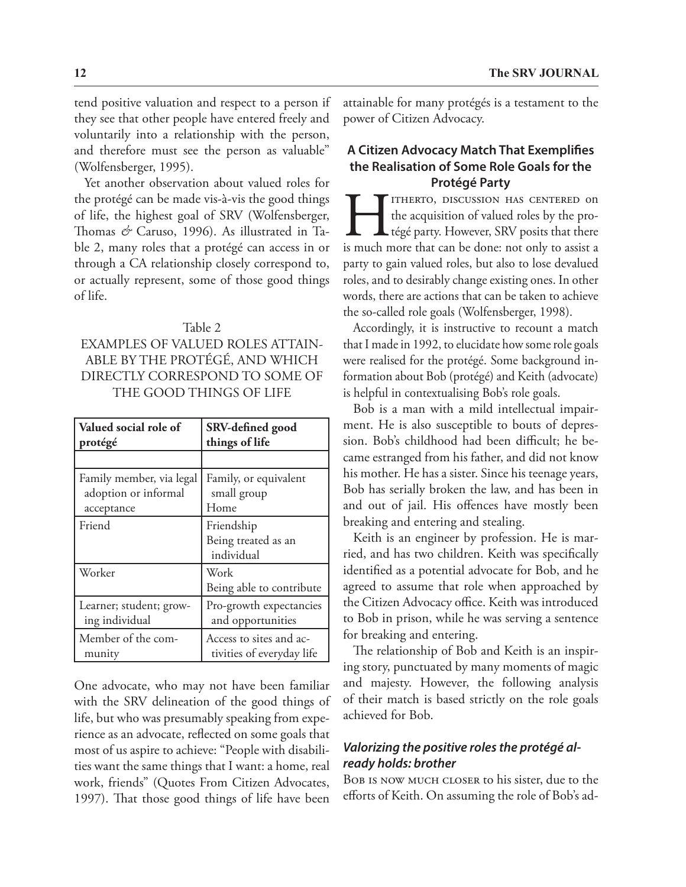tend positive valuation and respect to a person if they see that other people have entered freely and voluntarily into a relationship with the person, and therefore must see the person as valuable" (Wolfensberger, 1995).

Yet another observation about valued roles for the protégé can be made vis-à-vis the good things of life, the highest goal of SRV (Wolfensberger, Thomas & Caruso, 1996). As illustrated in Table 2, many roles that a protégé can access in or through a CA relationship closely correspond to, or actually represent, some of those good things of life.

Table 2
EXAMPLES OF VALUED ROLES ATTAINABLE BY THE PROTÉGÉ, AND WHICH DIRECTLY CORRESPOND TO SOME OF THE GOOD THINGS OF LIFE

| **Valued social role of protégé** | **SRV-defined good things of life** |
|---|---|
| | |
| Family member, via legal adoption or informal acceptance | Family, or equivalent small group<br>Home |
| Friend | Friendship<br>Being treated as an individual |
| Worker | Work<br>Being able to contribute |
| Learner; student; growing individual | Pro-growth expectancies and opportunities |
| Member of the community | Access to sites and activities of everyday life |

One advocate, who may not have been familiar with the SRV delineation of the good things of life, but who was presumably speaking from experience as an advocate, reflected on some goals that most of us aspire to achieve: "People with disabilities want the same things that I want: a home, real work, friends" (Quotes From Citizen Advocates, 1997). That those good things of life have been attainable for many protégés is a testament to the power of Citizen Advocacy.

### A Citizen Advocacy Match That Exemplifies the Realisation of Some Role Goals for the Protégé Party

Hitherto, discussion has centered on the acquisition of valued roles by the protégé party. However, SRV posits that there is much more that can be done: not only to assist a party to gain valued roles, but also to lose devalued roles, and to desirably change existing ones. In other words, there are actions that can be taken to achieve the so-called role goals (Wolfensberger, 1998).

Accordingly, it is instructive to recount a match that I made in 1992, to elucidate how some role goals were realised for the protégé. Some background information about Bob (protégé) and Keith (advocate) is helpful in contextualising Bob's role goals.

Bob is a man with a mild intellectual impairment. He is also susceptible to bouts of depression. Bob's childhood had been difficult; he became estranged from his father, and did not know his mother. He has a sister. Since his teenage years, Bob has serially broken the law, and has been in and out of jail. His offences have mostly been breaking and entering and stealing.

Keith is an engineer by profession. He is married, and has two children. Keith was specifically identified as a potential advocate for Bob, and he agreed to assume that role when approached by the Citizen Advocacy office. Keith was introduced to Bob in prison, while he was serving a sentence for breaking and entering.

The relationship of Bob and Keith is an inspiring story, punctuated by many moments of magic and majesty. However, the following analysis of their match is based strictly on the role goals achieved for Bob.

#### *Valorizing the positive roles the protégé already holds: brother*

Bob is now much closer to his sister, due to the efforts of Keith. On assuming the role of Bob's ad-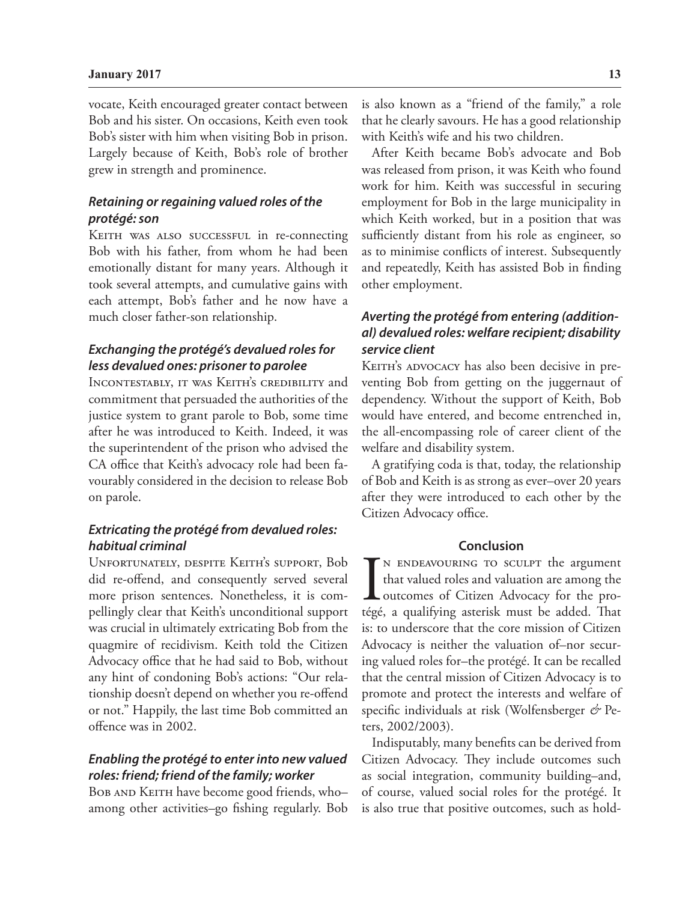vocate, Keith encouraged greater contact between Bob and his sister. On occasions, Keith even took Bob's sister with him when visiting Bob in prison. Largely because of Keith, Bob's role of brother grew in strength and prominence.

### *Retaining or regaining valued roles of the protégé: son*

Keith was also successful in re-connecting Bob with his father, from whom he had been emotionally distant for many years. Although it took several attempts, and cumulative gains with each attempt, Bob's father and he now have a much closer father-son relationship.

### *Exchanging the protégé's devalued roles for less devalued ones: prisoner to parolee*

Incontestably, it was Keith's credibility and commitment that persuaded the authorities of the justice system to grant parole to Bob, some time after he was introduced to Keith. Indeed, it was the superintendent of the prison who advised the CA office that Keith's advocacy role had been favourably considered in the decision to release Bob on parole.

### *Extricating the protégé from devalued roles: habitual criminal*

Unfortunately, despite Keith's support, Bob did re-offend, and consequently served several more prison sentences. Nonetheless, it is compellingly clear that Keith's unconditional support was crucial in ultimately extricating Bob from the quagmire of recidivism. Keith told the Citizen Advocacy office that he had said to Bob, without any hint of condoning Bob's actions: "Our relationship doesn't depend on whether you re-offend or not." Happily, the last time Bob committed an offence was in 2002.

### *Enabling the protégé to enter into new valued roles: friend; friend of the family; worker*

Bob and Keith have become good friends, who–among other activities–go fishing regularly. Bob is also known as a "friend of the family," a role that he clearly savours. He has a good relationship with Keith's wife and his two children.

After Keith became Bob's advocate and Bob was released from prison, it was Keith who found work for him. Keith was successful in securing employment for Bob in the large municipality in which Keith worked, but in a position that was sufficiently distant from his role as engineer, so as to minimise conflicts of interest. Subsequently and repeatedly, Keith has assisted Bob in finding other employment.

### *Averting the protégé from entering (additional) devalued roles: welfare recipient; disability service client*

Keith's advocacy has also been decisive in preventing Bob from getting on the juggernaut of dependency. Without the support of Keith, Bob would have entered, and become entrenched in, the all-encompassing role of career client of the welfare and disability system.

A gratifying coda is that, today, the relationship of Bob and Keith is as strong as ever–over 20 years after they were introduced to each other by the Citizen Advocacy office.

## Conclusion

In endeavouring to sculpt the argument that valued roles and valuation are among the outcomes of Citizen Advocacy for the protégé, a qualifying asterisk must be added. That is: to underscore that the core mission of Citizen Advocacy is neither the valuation of–nor securing valued roles for–the protégé. It can be recalled that the central mission of Citizen Advocacy is to promote and protect the interests and welfare of specific individuals at risk (Wolfensberger & Peters, 2002/2003).

Indisputably, many benefits can be derived from Citizen Advocacy. They include outcomes such as social integration, community building–and, of course, valued social roles for the protégé. It is also true that positive outcomes, such as hold-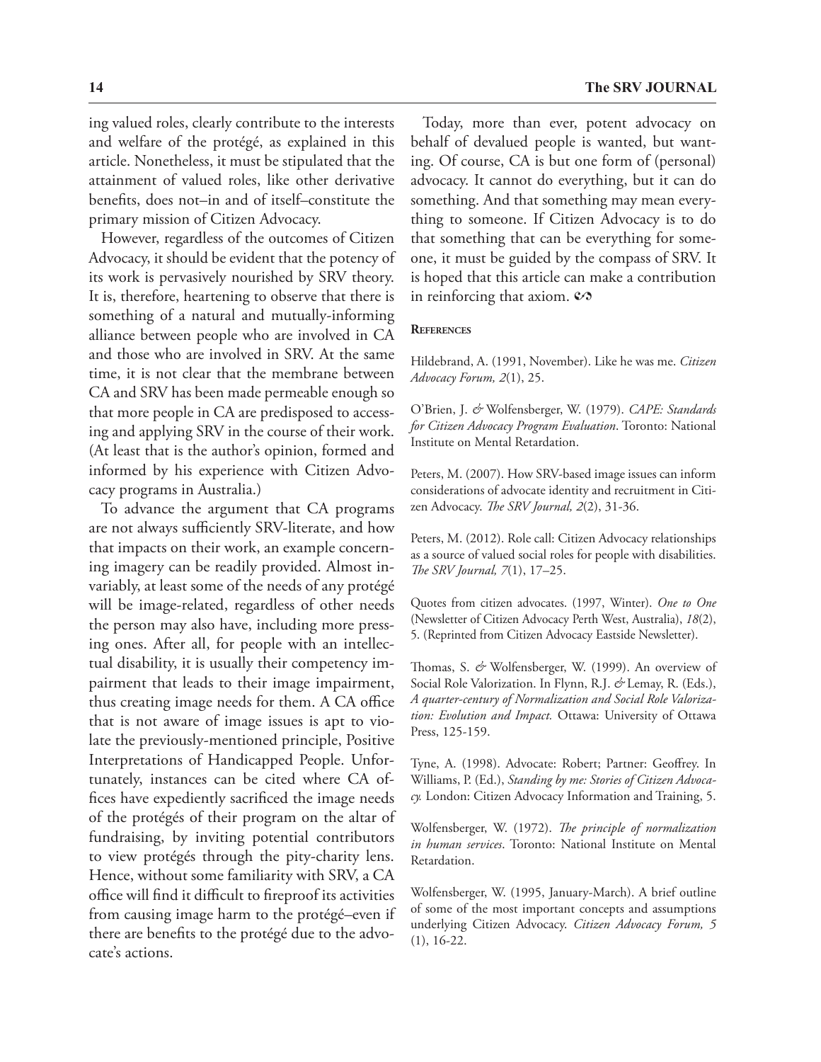ing valued roles, clearly contribute to the interests and welfare of the protégé, as explained in this article. Nonetheless, it must be stipulated that the attainment of valued roles, like other derivative benefits, does not–in and of itself–constitute the primary mission of Citizen Advocacy.

However, regardless of the outcomes of Citizen Advocacy, it should be evident that the potency of its work is pervasively nourished by SRV theory. It is, therefore, heartening to observe that there is something of a natural and mutually-informing alliance between people who are involved in CA and those who are involved in SRV. At the same time, it is not clear that the membrane between CA and SRV has been made permeable enough so that more people in CA are predisposed to accessing and applying SRV in the course of their work. (At least that is the author's opinion, formed and informed by his experience with Citizen Advocacy programs in Australia.)

To advance the argument that CA programs are not always sufficiently SRV-literate, and how that impacts on their work, an example concerning imagery can be readily provided. Almost invariably, at least some of the needs of any protégé will be image-related, regardless of other needs the person may also have, including more pressing ones. After all, for people with an intellectual disability, it is usually their competency impairment that leads to their image impairment, thus creating image needs for them. A CA office that is not aware of image issues is apt to violate the previously-mentioned principle, Positive Interpretations of Handicapped People. Unfortunately, instances can be cited where CA offices have expediently sacrificed the image needs of the protégés of their program on the altar of fundraising, by inviting potential contributors to view protégés through the pity-charity lens. Hence, without some familiarity with SRV, a CA office will find it difficult to fireproof its activities from causing image harm to the protégé–even if there are benefits to the protégé due to the advocate's actions.

Today, more than ever, potent advocacy on behalf of devalued people is wanted, but wanting. Of course, CA is but one form of (personal) advocacy. It cannot do everything, but it can do something. And that something may mean everything to someone. If Citizen Advocacy is to do that something that can be everything for someone, it must be guided by the compass of SRV. It is hoped that this article can make a contribution in reinforcing that axiom. ❧

### References

Hildebrand, A. (1991, November). Like he was me. *Citizen Advocacy Forum, 2*(1), 25.

O'Brien, J. & Wolfensberger, W. (1979). *CAPE: Standards for Citizen Advocacy Program Evaluation*. Toronto: National Institute on Mental Retardation.

Peters, M. (2007). How SRV-based image issues can inform considerations of advocate identity and recruitment in Citizen Advocacy. *The SRV Journal, 2*(2), 31-36.

Peters, M. (2012). Role call: Citizen Advocacy relationships as a source of valued social roles for people with disabilities. *The SRV Journal, 7*(1), 17–25.

Quotes from citizen advocates. (1997, Winter). *One to One* (Newsletter of Citizen Advocacy Perth West, Australia), *18*(2), 5. (Reprinted from Citizen Advocacy Eastside Newsletter).

Thomas, S. & Wolfensberger, W. (1999). An overview of Social Role Valorization. In Flynn, R.J. & Lemay, R. (Eds.), *A quarter-century of Normalization and Social Role Valorization: Evolution and Impact.* Ottawa: University of Ottawa Press, 125-159.

Tyne, A. (1998). Advocate: Robert; Partner: Geoffrey. In Williams, P. (Ed.), *Standing by me: Stories of Citizen Advocacy.* London: Citizen Advocacy Information and Training, 5.

Wolfensberger, W. (1972). *The principle of normalization in human services*. Toronto: National Institute on Mental Retardation.

Wolfensberger, W. (1995, January-March). A brief outline of some of the most important concepts and assumptions underlying Citizen Advocacy. *Citizen Advocacy Forum, 5* (1), 16-22.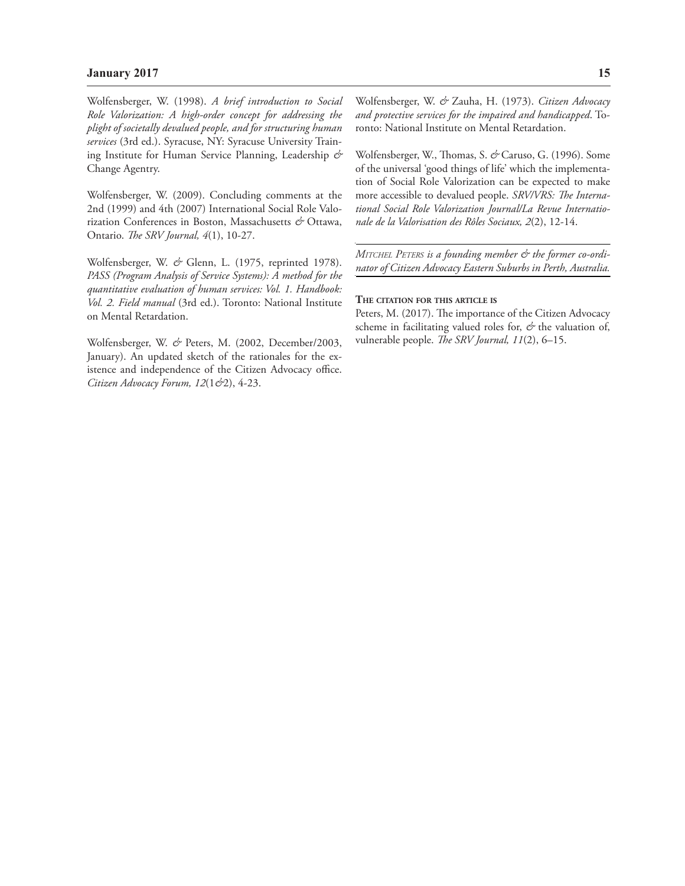Wolfensberger, W. (1998). *A brief introduction to Social Role Valorization: A high-order concept for addressing the plight of societally devalued people, and for structuring human services* (3rd ed.). Syracuse, NY: Syracuse University Training Institute for Human Service Planning, Leadership & Change Agentry.

Wolfensberger, W. (2009). Concluding comments at the 2nd (1999) and 4th (2007) International Social Role Valorization Conferences in Boston, Massachusetts & Ottawa, Ontario. *The SRV Journal, 4*(1), 10-27.

Wolfensberger, W. & Glenn, L. (1975, reprinted 1978). *PASS (Program Analysis of Service Systems): A method for the quantitative evaluation of human services: Vol. 1. Handbook: Vol. 2. Field manual* (3rd ed.). Toronto: National Institute on Mental Retardation.

Wolfensberger, W. & Peters, M. (2002, December/2003, January). An updated sketch of the rationales for the existence and independence of the Citizen Advocacy office. *Citizen Advocacy Forum, 12*(1&2), 4-23.

Wolfensberger, W. & Zauha, H. (1973). *Citizen Advocacy and protective services for the impaired and handicapped*. Toronto: National Institute on Mental Retardation.

Wolfensberger, W., Thomas, S. & Caruso, G. (1996). Some of the universal 'good things of life' which the implementation of Social Role Valorization can be expected to make more accessible to devalued people. *SRV/VRS: The International Social Role Valorization Journal/La Revue Internationale de la Valorisation des Rôles Sociaux, 2*(2), 12-14.

---

*Mitchel Peters is a founding member & the former co-ordinator of Citizen Advocacy Eastern Suburbs in Perth, Australia.*

---

**The citation for this article is**

Peters, M. (2017). The importance of the Citizen Advocacy scheme in facilitating valued roles for, & the valuation of, vulnerable people. *The SRV Journal, 11*(2), 6–15.